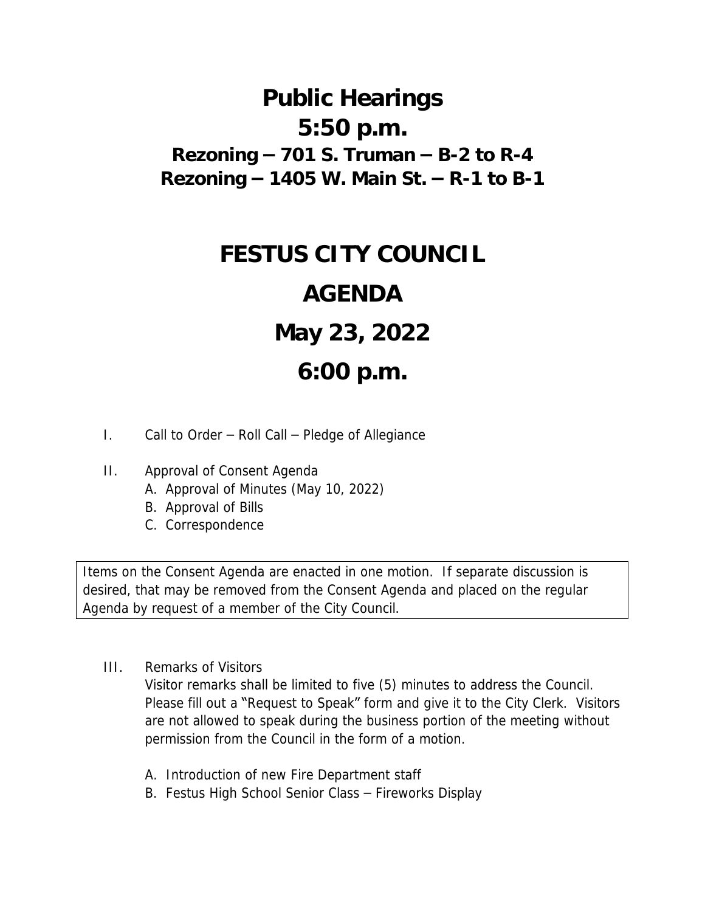# Public Hearings

## 5:50 p.m.

### Rezoning – 701 S. Truman – B-2 to R-4

### Rezoning – 1405 W. Main St. – R-1 to B-1

# FESTUS CITY COUNCIL

# AGENDA

# May 23, 2022

# 6:00 p.m.

I. Call to Order – Roll Call – Pledge of Allegiance

II. Approval of Consent Agenda
   - A. Approval of Minutes (May 10, 2022)
   - B. Approval of Bills
   - C. Correspondence

Items on the Consent Agenda are enacted in one motion. If separate discussion is desired, that may be removed from the Consent Agenda and placed on the regular Agenda by request of a member of the City Council.

III. Remarks of Visitors

Visitor remarks shall be limited to five (5) minutes to address the Council. Please fill out a "Request to Speak" form and give it to the City Clerk. Visitors are not allowed to speak during the business portion of the meeting without permission from the Council in the form of a motion.

   - A. Introduction of new Fire Department staff
   - B. Festus High School Senior Class – Fireworks Display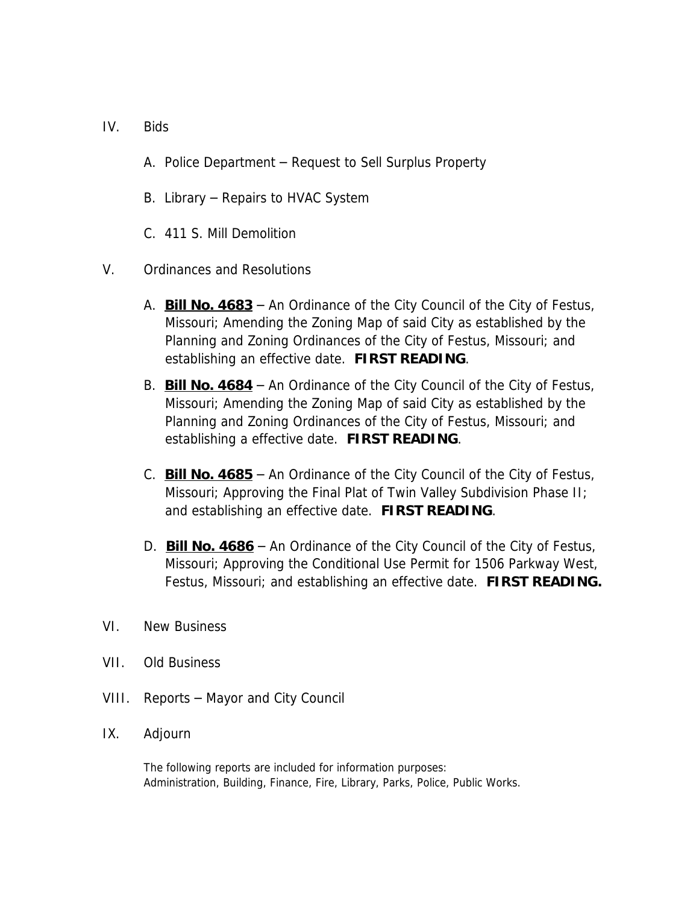IV. Bids

   A. Police Department – Request to Sell Surplus Property

   B. Library – Repairs to HVAC System

   C. 411 S. Mill Demolition

V. Ordinances and Resolutions

   A. **Bill No. 4683** – An Ordinance of the City Council of the City of Festus, Missouri; Amending the Zoning Map of said City as established by the Planning and Zoning Ordinances of the City of Festus, Missouri; and establishing an effective date. **FIRST READING**.

   B. **Bill No. 4684** – An Ordinance of the City Council of the City of Festus, Missouri; Amending the Zoning Map of said City as established by the Planning and Zoning Ordinances of the City of Festus, Missouri; and establishing a effective date. **FIRST READING**.

   C. **Bill No. 4685** – An Ordinance of the City Council of the City of Festus, Missouri; Approving the Final Plat of Twin Valley Subdivision Phase II; and establishing an effective date. **FIRST READING**.

   D. **Bill No. 4686** – An Ordinance of the City Council of the City of Festus, Missouri; Approving the Conditional Use Permit for 1506 Parkway West, Festus, Missouri; and establishing an effective date. **FIRST READING.**

VI. New Business

VII. Old Business

VIII. Reports – Mayor and City Council

IX. Adjourn

The following reports are included for information purposes:
Administration, Building, Finance, Fire, Library, Parks, Police, Public Works.